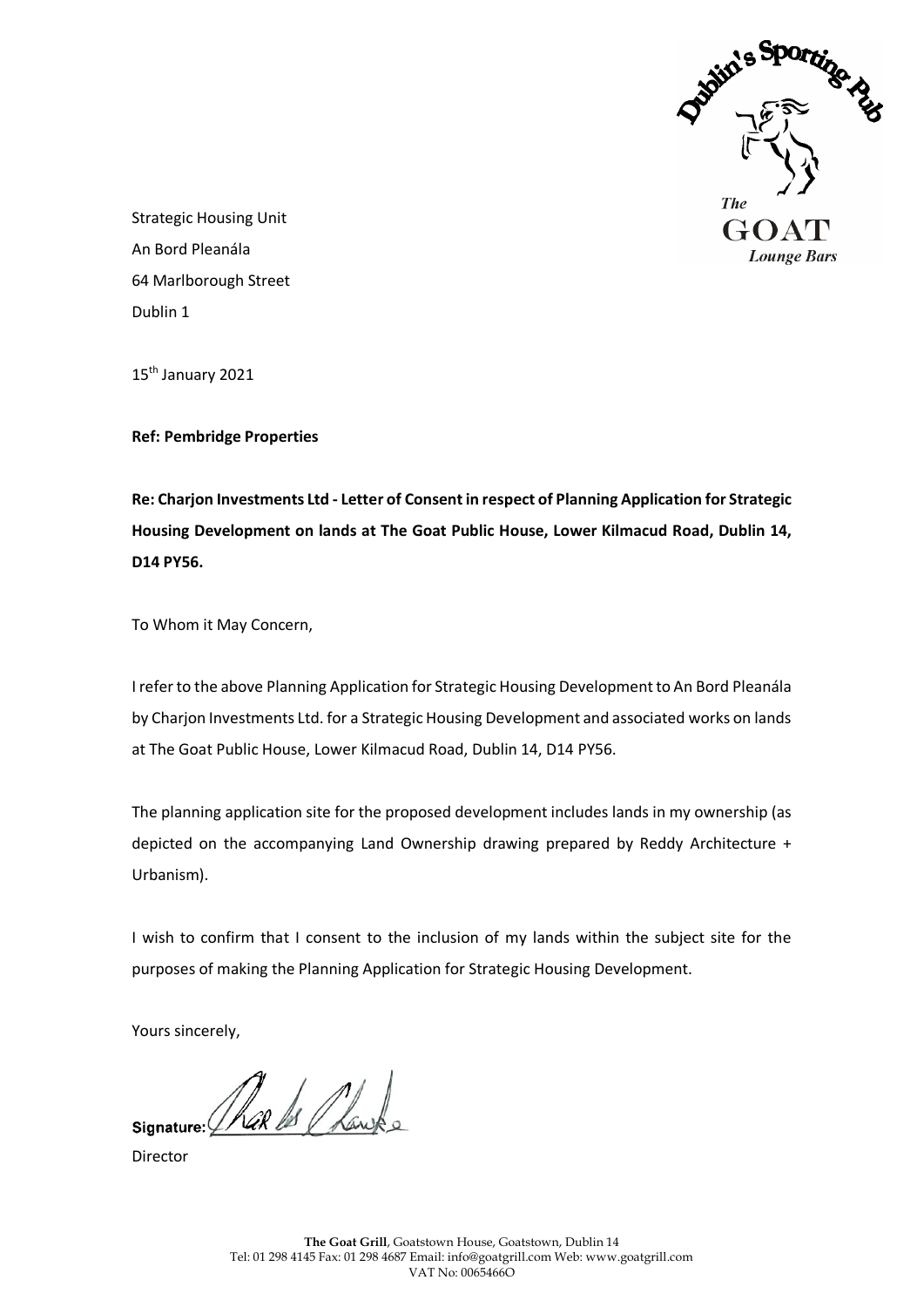Dublin's Sporting Pub

*The* GOAT *Lounge Bars*

Strategic Housing Unit
An Bord Pleanála
64 Marlborough Street
Dublin 1

15th January 2021

**Ref: Pembridge Properties**

**Re: Charjon Investments Ltd - Letter of Consent in respect of Planning Application for Strategic Housing Development on lands at The Goat Public House, Lower Kilmacud Road, Dublin 14, D14 PY56.**

To Whom it May Concern,

I refer to the above Planning Application for Strategic Housing Development to An Bord Pleanála by Charjon Investments Ltd. for a Strategic Housing Development and associated works on lands at The Goat Public House, Lower Kilmacud Road, Dublin 14, D14 PY56.

The planning application site for the proposed development includes lands in my ownership (as depicted on the accompanying Land Ownership drawing prepared by Reddy Architecture + Urbanism).

I wish to confirm that I consent to the inclusion of my lands within the subject site for the purposes of making the Planning Application for Strategic Housing Development.

Yours sincerely,

Signature: ____________

Director

**The Goat Grill**, Goatstown House, Goatstown, Dublin 14
Tel: 01 298 4145 Fax: 01 298 4687 Email: info@goatgrill.com Web: www.goatgrill.com
VAT No: 0065466O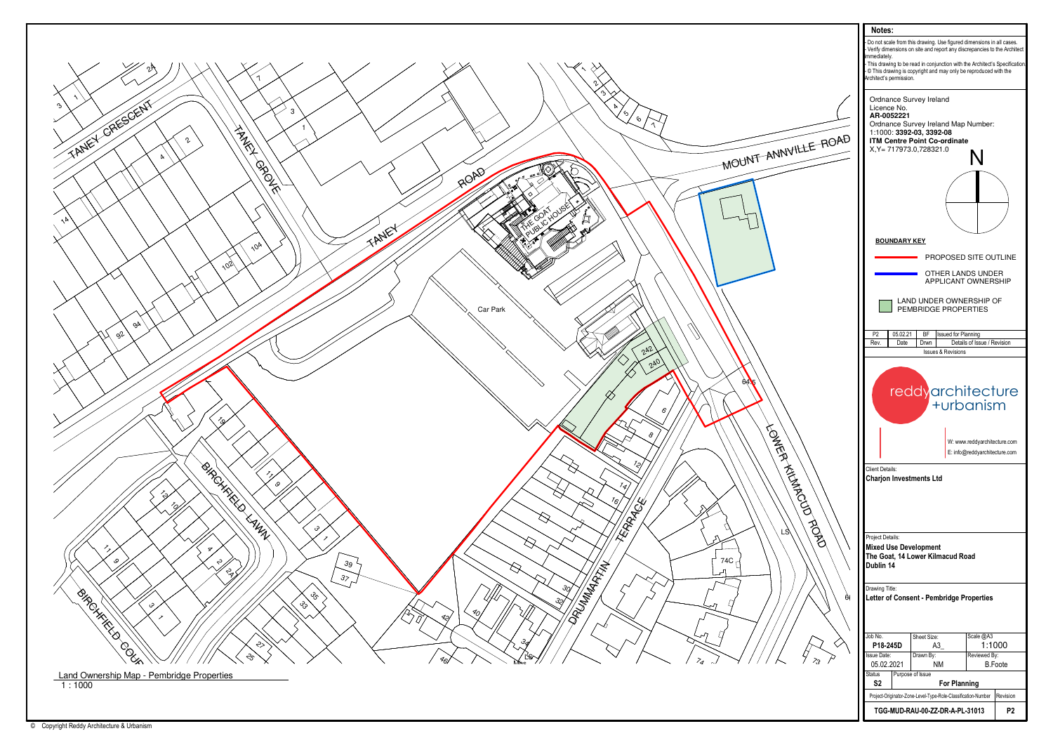Land Ownership Map - Pembridge Properties
1 : 1000

## Notes:

- Do not scale from this drawing. Use figured dimensions in all cases.
- Verify dimensions on site and report any discrepancies to the Architect immediately.
- This drawing to be read in conjunction with the Architect's Specification.
- © This drawing is copyright and may only be reproduced with the Architect's permission.

Ordnance Survey Ireland
Licence No.
**AR-0052221**
Ordnance Survey Ireland Map Number:
1:1000: **3392-03, 3392-08**
**ITM Centre Point Co-ordinate**
X,Y= 717973.0,728321.0

N

**BOUNDARY KEY**

- PROPOSED SITE OUTLINE
- OTHER LANDS UNDER APPLICANT OWNERSHIP
- LAND UNDER OWNERSHIP OF PEMBRIDGE PROPERTIES

| Rev. | Date | Drwn | Details of Issue / Revision |
| --- | --- | --- | --- |
| P2 | 05.02.21 | BF | Issued for Planning |

Issues & Revisions

reddy architecture +urbanism

W: www.reddyarchitecture.com
E: info@reddyarchitecture.com

Client Details:
**Charjon Investments Ltd**

Project Details:
**Mixed Use Development**
**The Goat, 14 Lower Kilmacud Road**
**Dublin 14**

Drawing Title:
**Letter of Consent - Pembridge Properties**

| Job No. | Sheet Size: | Scale @A3 |
| --- | --- | --- |
| P18-245D | A3_ | 1:1000 |
| Issue Date: | Drawn By: | Reviewed By: |
| 05.02.2021 | NM | B.Foote |

| Status | Purpose of Issue |
| --- | --- |
| S2 | For Planning |

| Project-Originator-Zone-Level-Type-Role-Classification-Number | Revision |
| --- | --- |
| TGG-MUD-RAU-00-ZZ-DR-A-PL-31013 | P2 |

© Copyright Reddy Architecture & Urbanism